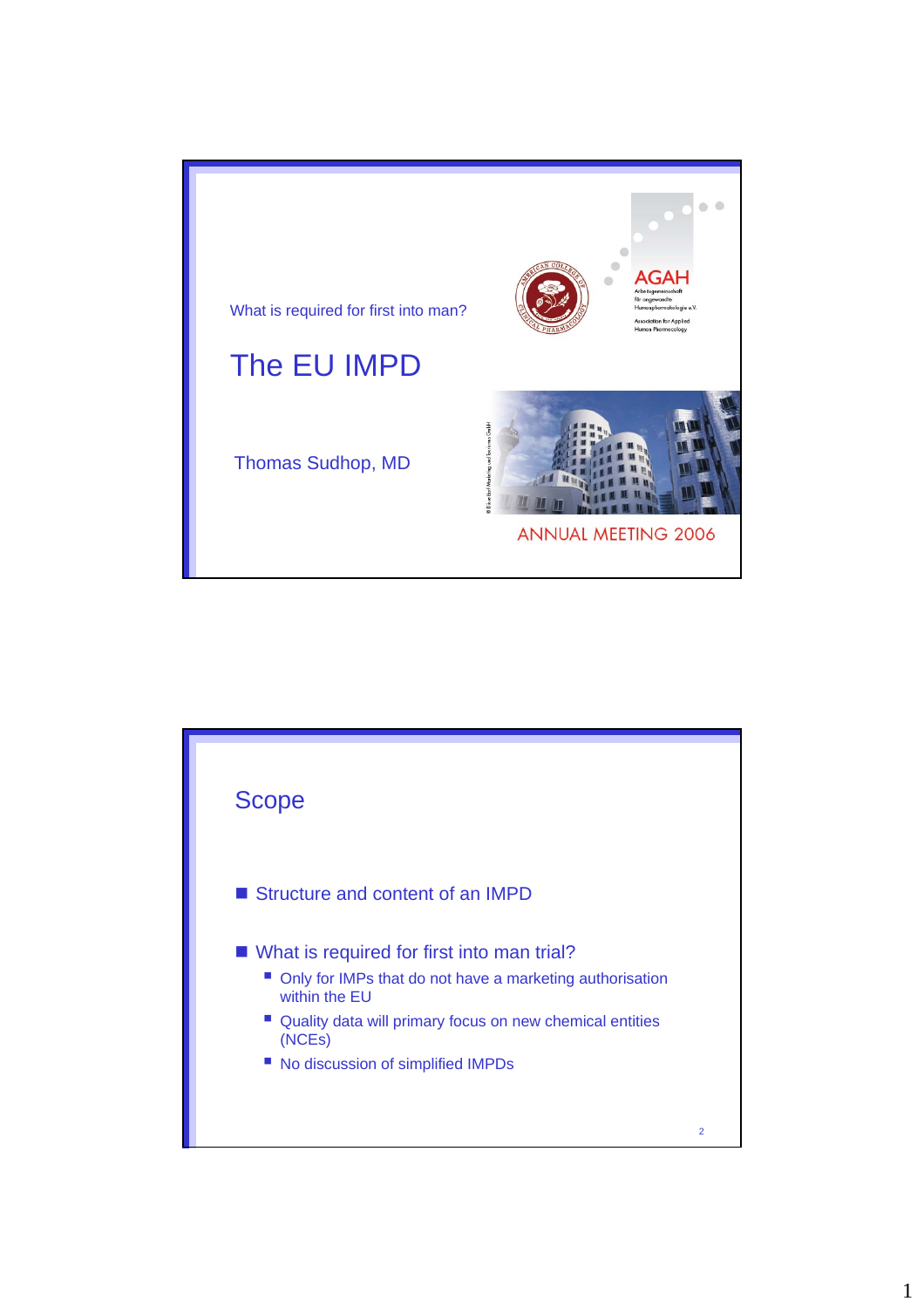What is required for first into man?

# The EU IMPD

Thomas Sudhop, MD

AGAH
Arbeitsgemeinschaft für angewandte Humanpharmakologie e.V.
Association for Applied Human Pharmacology

ANNUAL MEETING 2006

## Scope

- Structure and content of an IMPD
- What is required for first into man trial?
  - Only for IMPs that do not have a marketing authorisation within the EU
  - Quality data will primary focus on new chemical entities (NCEs)
  - No discussion of simplified IMPDs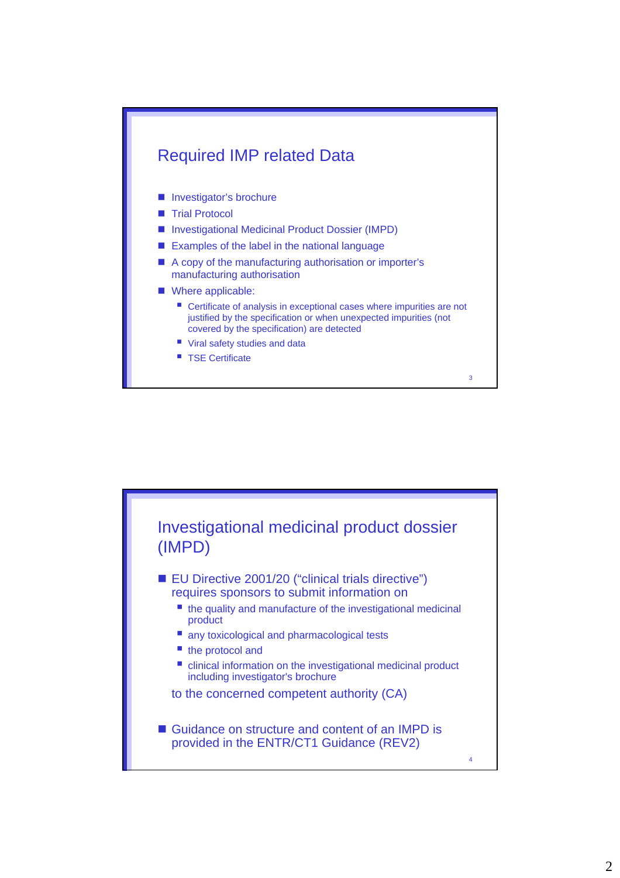## Required IMP related Data

- Investigator's brochure
- Trial Protocol
- Investigational Medicinal Product Dossier (IMPD)
- Examples of the label in the national language
- A copy of the manufacturing authorisation or importer's manufacturing authorisation
- Where applicable:
  - Certificate of analysis in exceptional cases where impurities are not justified by the specification or when unexpected impurities (not covered by the specification) are detected
  - Viral safety studies and data
  - TSE Certificate

## Investigational medicinal product dossier (IMPD)

- EU Directive 2001/20 ("clinical trials directive") requires sponsors to submit information on
  - the quality and manufacture of the investigational medicinal product
  - any toxicological and pharmacological tests
  - the protocol and
  - clinical information on the investigational medicinal product including investigator's brochure

  to the concerned competent authority (CA)

- Guidance on structure and content of an IMPD is provided in the ENTR/CT1 Guidance (REV2)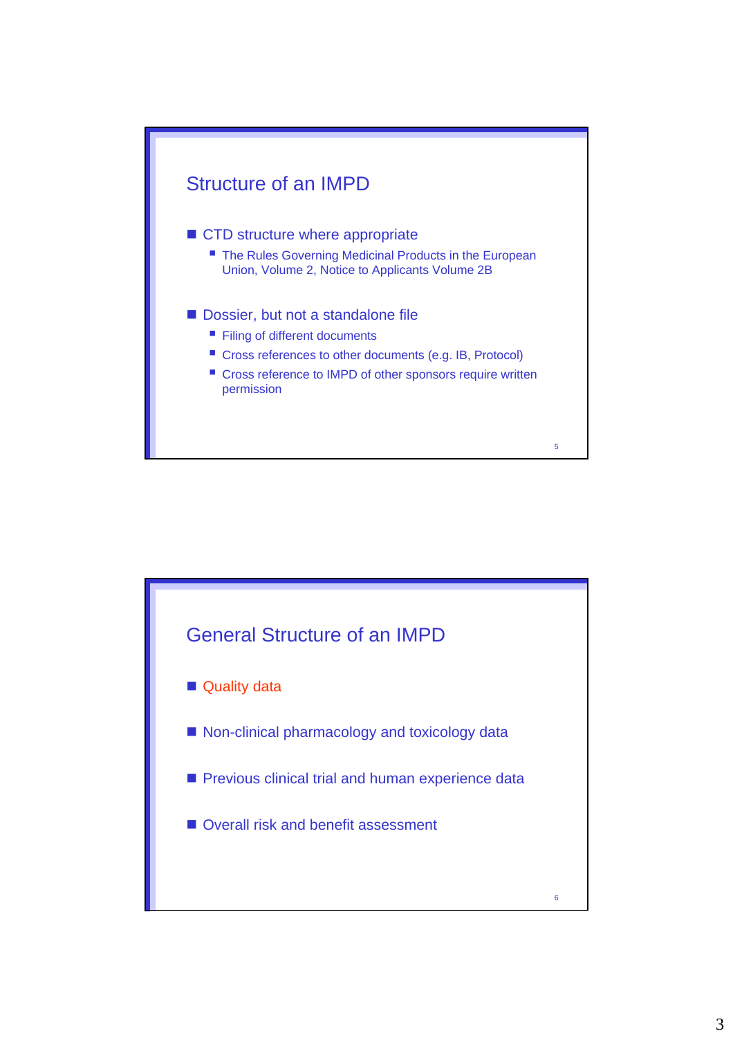## Structure of an IMPD

- CTD structure where appropriate
  - The Rules Governing Medicinal Products in the European Union, Volume 2, Notice to Applicants Volume 2B
- Dossier, but not a standalone file
  - Filing of different documents
  - Cross references to other documents (e.g. IB, Protocol)
  - Cross reference to IMPD of other sponsors require written permission

## General Structure of an IMPD

- Quality data
- Non-clinical pharmacology and toxicology data
- Previous clinical trial and human experience data
- Overall risk and benefit assessment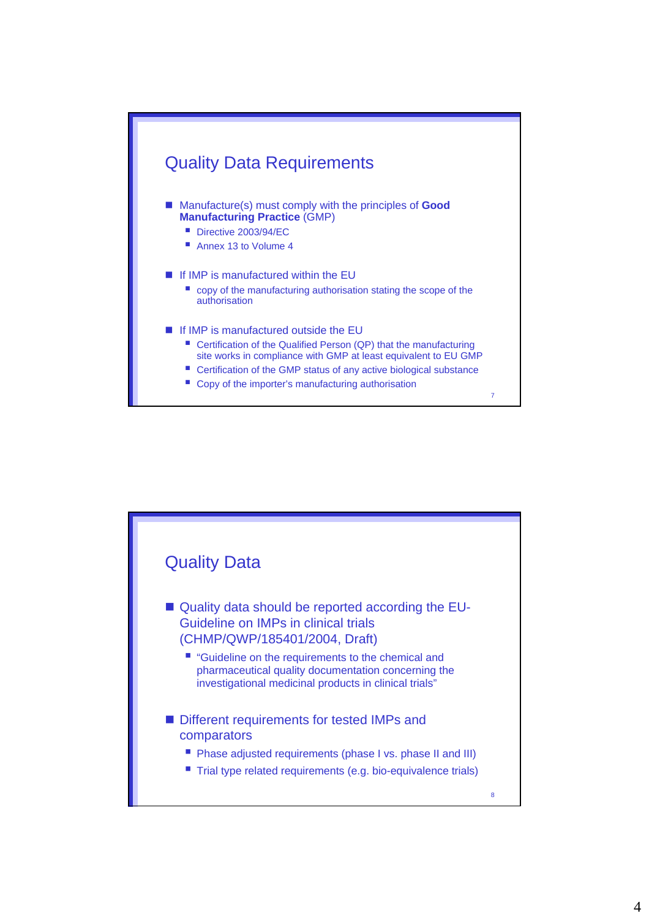## Quality Data Requirements

- Manufacture(s) must comply with the principles of **Good Manufacturing Practice** (GMP)
  - Directive 2003/94/EC
  - Annex 13 to Volume 4
- If IMP is manufactured within the EU
  - copy of the manufacturing authorisation stating the scope of the authorisation
- If IMP is manufactured outside the EU
  - Certification of the Qualified Person (QP) that the manufacturing site works in compliance with GMP at least equivalent to EU GMP
  - Certification of the GMP status of any active biological substance
  - Copy of the importer's manufacturing authorisation

## Quality Data

- Quality data should be reported according the EU-Guideline on IMPs in clinical trials (CHMP/QWP/185401/2004, Draft)
  - "Guideline on the requirements to the chemical and pharmaceutical quality documentation concerning the investigational medicinal products in clinical trials"
- Different requirements for tested IMPs and comparators
  - Phase adjusted requirements (phase I vs. phase II and III)
  - Trial type related requirements (e.g. bio-equivalence trials)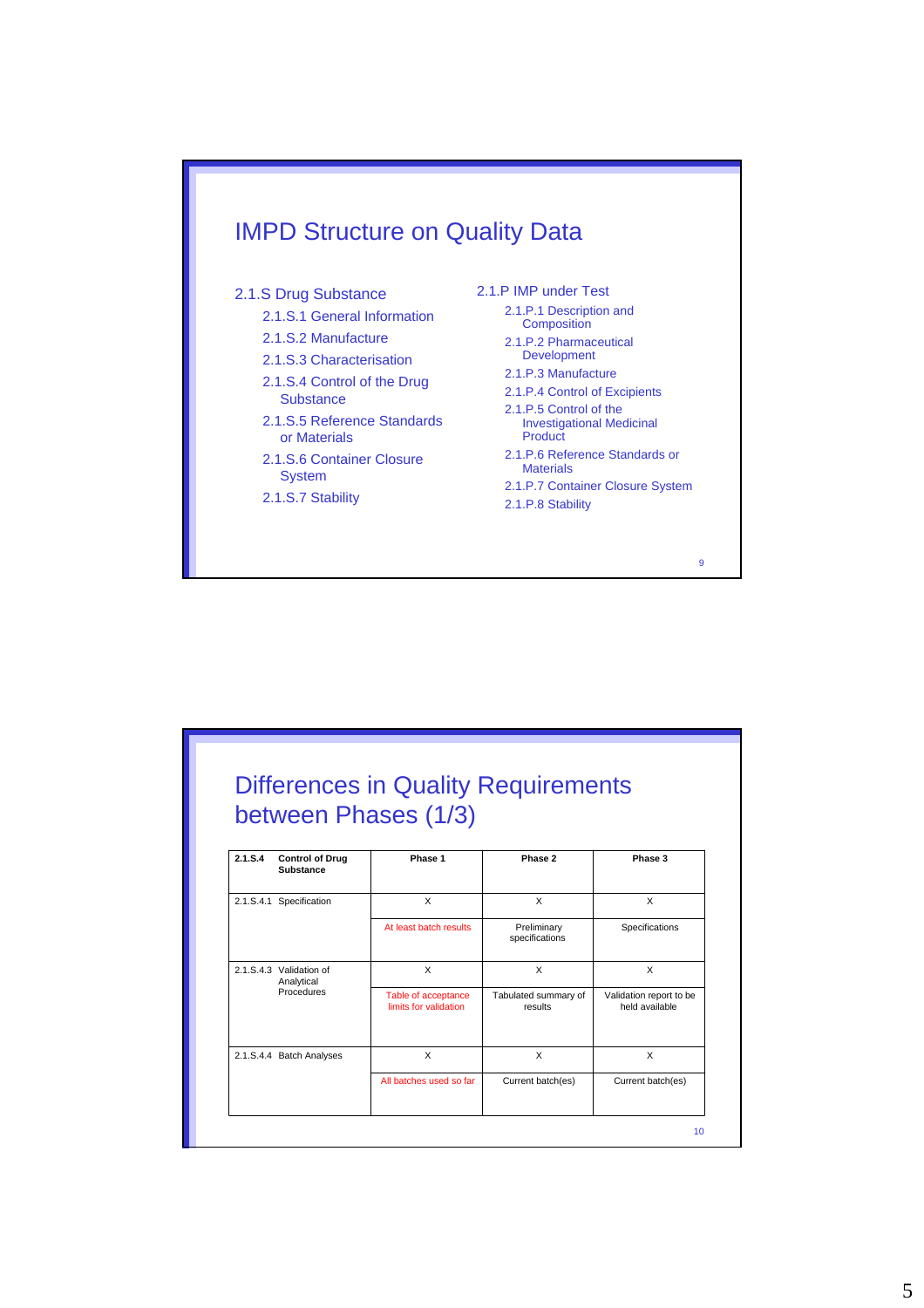## IMPD Structure on Quality Data

2.1.S Drug Substance
- 2.1.S.1 General Information
- 2.1.S.2 Manufacture
- 2.1.S.3 Characterisation
- 2.1.S.4 Control of the Drug Substance
- 2.1.S.5 Reference Standards or Materials
- 2.1.S.6 Container Closure System
- 2.1.S.7 Stability

2.1.P IMP under Test
- 2.1.P.1 Description and Composition
- 2.1.P.2 Pharmaceutical Development
- 2.1.P.3 Manufacture
- 2.1.P.4 Control of Excipients
- 2.1.P.5 Control of the Investigational Medicinal Product
- 2.1.P.6 Reference Standards or Materials
- 2.1.P.7 Container Closure System
- 2.1.P.8 Stability

## Differences in Quality Requirements between Phases (1/3)

| **2.1.S.4 Control of Drug Substance** | **Phase 1** | **Phase 2** | **Phase 3** |
|---|---|---|---|
| 2.1.S.4.1 Specification | X | X | X |
| | At least batch results | Preliminary specifications | Specifications |
| 2.1.S.4.3 Validation of Analytical Procedures | X | X | X |
| | Table of acceptance limits for validation | Tabulated summary of results | Validation report to be held available |
| 2.1.S.4.4 Batch Analyses | X | X | X |
| | All batches used so far | Current batch(es) | Current batch(es) |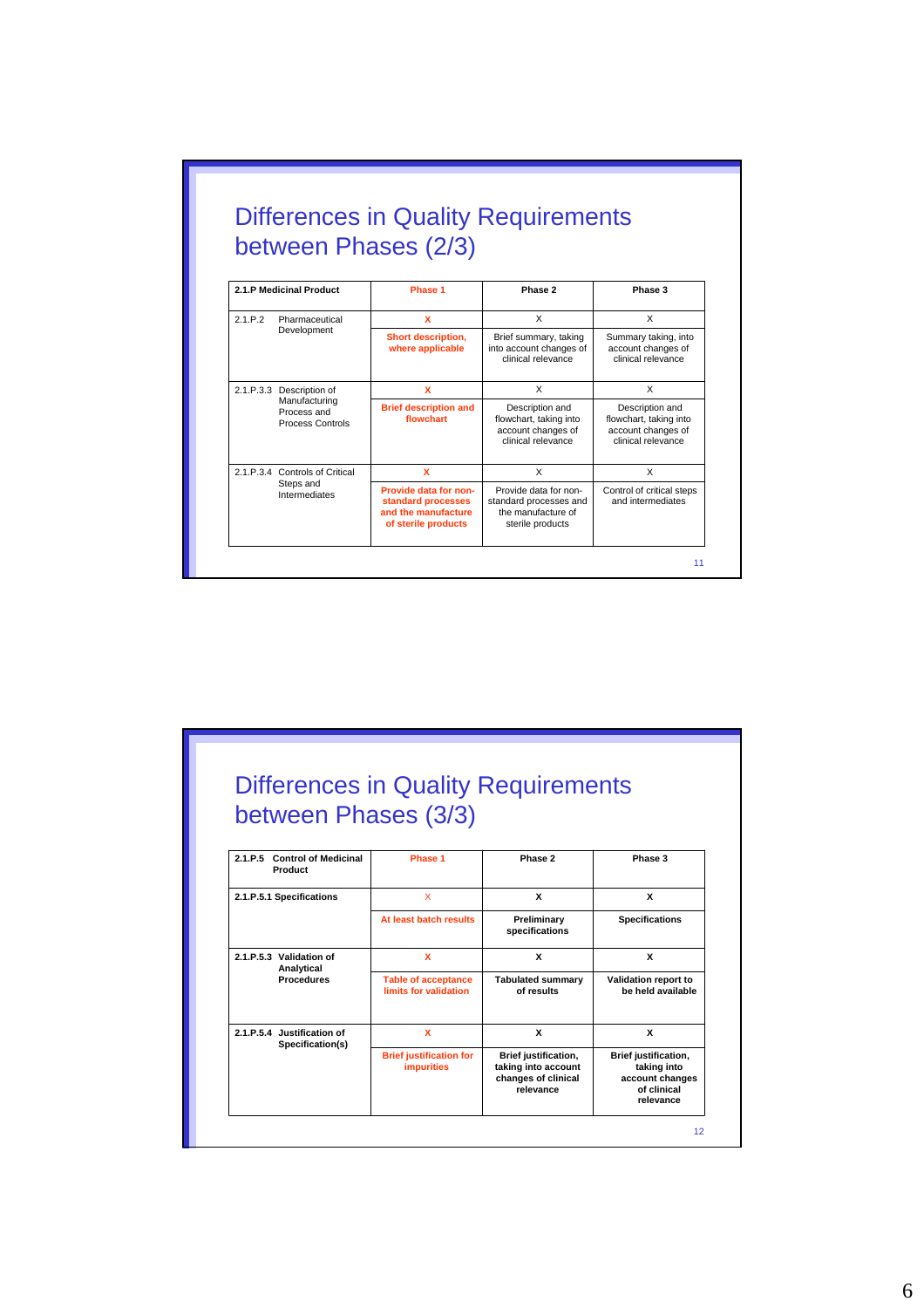## Differences in Quality Requirements between Phases (2/3)

| 2.1.P Medicinal Product | Phase 1 | Phase 2 | Phase 3 |
|---|---|---|---|
| 2.1.P.2 Pharmaceutical Development | X | X | X |
| | Short description, where applicable | Brief summary, taking into account changes of clinical relevance | Summary taking, into account changes of clinical relevance |
| 2.1.P.3.3 Description of Manufacturing Process and Process Controls | X | X | X |
| | Brief description and flowchart | Description and flowchart, taking into account changes of clinical relevance | Description and flowchart, taking into account changes of clinical relevance |
| 2.1.P.3.4 Controls of Critical Steps and Intermediates | X | X | X |
| | Provide data for non-standard processes and the manufacture of sterile products | Provide data for non-standard processes and the manufacture of sterile products | Control of critical steps and intermediates |

## Differences in Quality Requirements between Phases (3/3)

| 2.1.P.5 Control of Medicinal Product | Phase 1 | Phase 2 | Phase 3 |
|---|---|---|---|
| 2.1.P.5.1 Specifications | X | X | X |
| | At least batch results | Preliminary specifications | Specifications |
| 2.1.P.5.3 Validation of Analytical Procedures | X | X | X |
| | Table of acceptance limits for validation | Tabulated summary of results | Validation report to be held available |
| 2.1.P.5.4 Justification of Specification(s) | X | X | X |
| | Brief justification for impurities | Brief justification, taking into account changes of clinical relevance | Brief justification, taking into account changes of clinical relevance |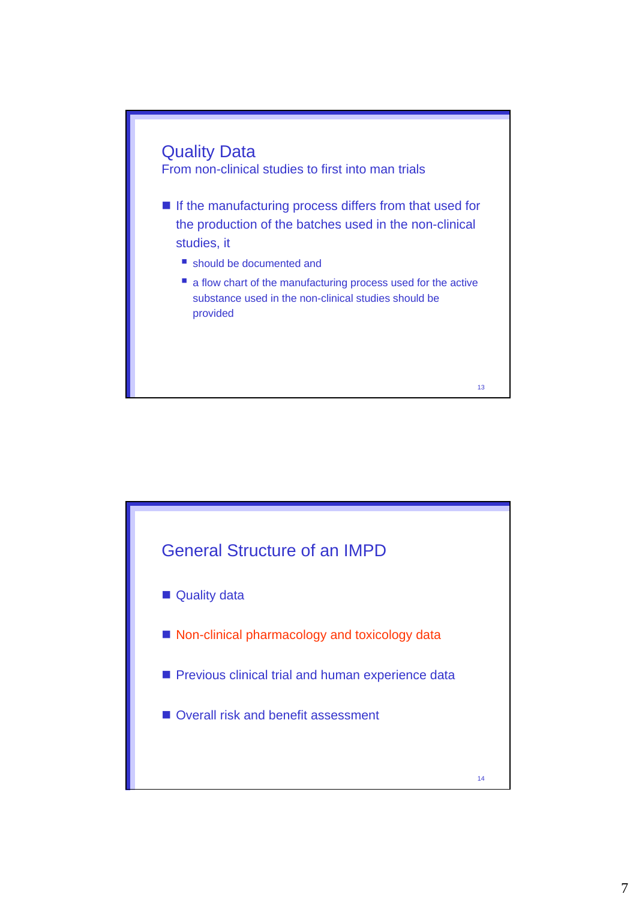## Quality Data

### From non-clinical studies to first into man trials

- If the manufacturing process differs from that used for the production of the batches used in the non-clinical studies, it
  - should be documented and
  - a flow chart of the manufacturing process used for the active substance used in the non-clinical studies should be provided

## General Structure of an IMPD

- Quality data
- Non-clinical pharmacology and toxicology data
- Previous clinical trial and human experience data
- Overall risk and benefit assessment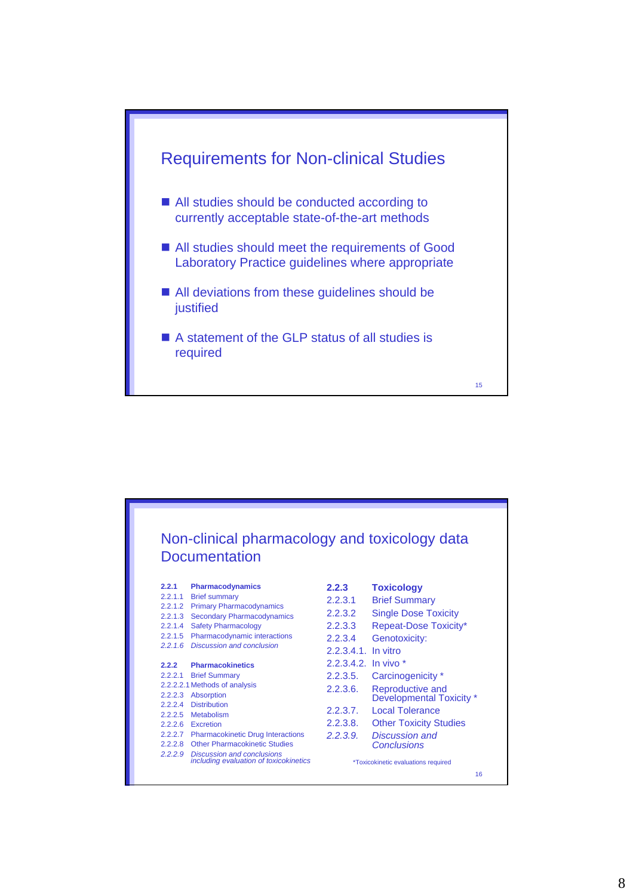## Requirements for Non-clinical Studies

- All studies should be conducted according to currently acceptable state-of-the-art methods
- All studies should meet the requirements of Good Laboratory Practice guidelines where appropriate
- All deviations from these guidelines should be justified
- A statement of the GLP status of all studies is required

## Non-clinical pharmacology and toxicology data Documentation

**2.2.1 Pharmacodynamics**
2.2.1.1 Brief summary
2.2.1.2 Primary Pharmacodynamics
2.2.1.3 Secondary Pharmacodynamics
2.2.1.4 Safety Pharmacology
2.2.1.5 Pharmacodynamic interactions
*2.2.1.6 Discussion and conclusion*

**2.2.2 Pharmacokinetics**
2.2.2.1 Brief Summary
2.2.2.2.1 Methods of analysis
2.2.2.3 Absorption
2.2.2.4 Distribution
2.2.2.5 Metabolism
2.2.2.6 Excretion
2.2.2.7 Pharmacokinetic Drug Interactions
2.2.2.8 Other Pharmacokinetic Studies
*2.2.2.9 Discussion and conclusions including evaluation of toxicokinetics*

**2.2.3 Toxicology**
2.2.3.1 Brief Summary
2.2.3.2 Single Dose Toxicity
2.2.3.3 Repeat-Dose Toxicity*
2.2.3.4 Genotoxicity:
2.2.3.4.1. In vitro
2.2.3.4.2. In vivo *
2.2.3.5. Carcinogenicity *
2.2.3.6. Reproductive and Developmental Toxicity *
2.2.3.7. Local Tolerance
2.2.3.8. Other Toxicity Studies
*2.2.3.9. Discussion and Conclusions*

*Toxicokinetic evaluations required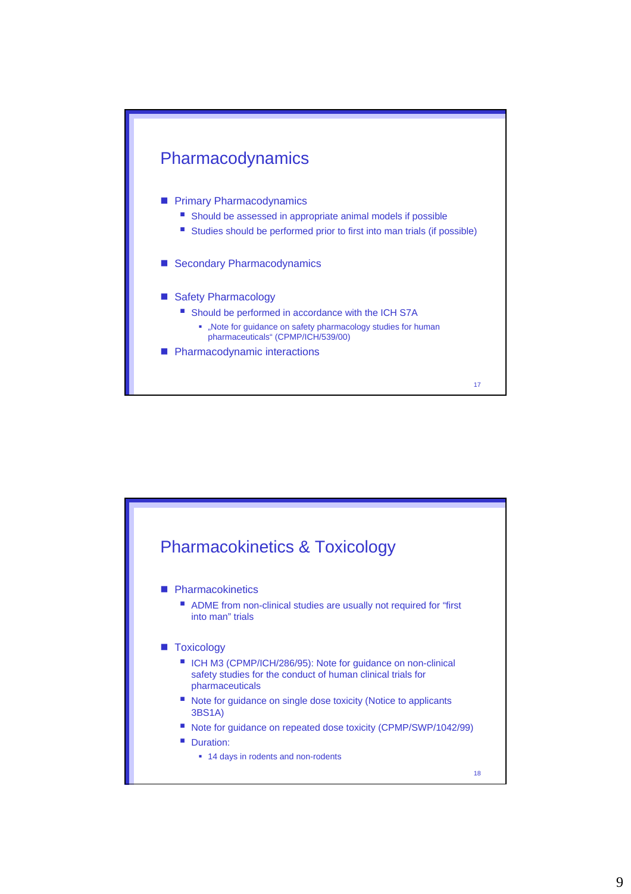## Pharmacodynamics

- Primary Pharmacodynamics
  - Should be assessed in appropriate animal models if possible
  - Studies should be performed prior to first into man trials (if possible)
- Secondary Pharmacodynamics
- Safety Pharmacology
  - Should be performed in accordance with the ICH S7A
    - „Note for guidance on safety pharmacology studies for human pharmaceuticals" (CPMP/ICH/539/00)
- Pharmacodynamic interactions

## Pharmacokinetics & Toxicology

- Pharmacokinetics
  - ADME from non-clinical studies are usually not required for "first into man" trials
- Toxicology
  - ICH M3 (CPMP/ICH/286/95): Note for guidance on non-clinical safety studies for the conduct of human clinical trials for pharmaceuticals
  - Note for guidance on single dose toxicity (Notice to applicants 3BS1A)
  - Note for guidance on repeated dose toxicity (CPMP/SWP/1042/99)
  - Duration:
    - 14 days in rodents and non-rodents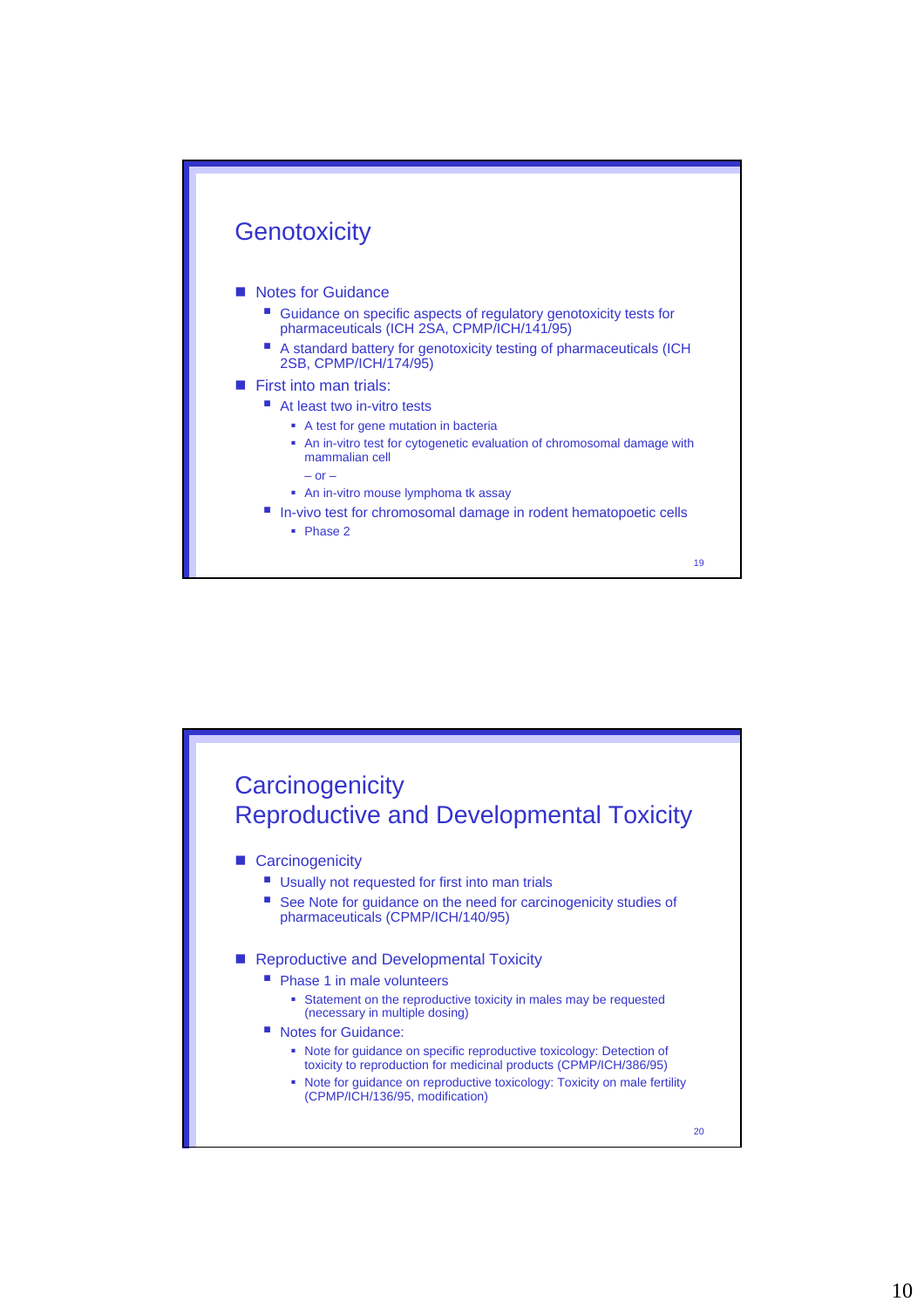# Genotoxicity

- Notes for Guidance
  - Guidance on specific aspects of regulatory genotoxicity tests for pharmaceuticals (ICH 2SA, CPMP/ICH/141/95)
  - A standard battery for genotoxicity testing of pharmaceuticals (ICH 2SB, CPMP/ICH/174/95)
- First into man trials:
  - At least two in-vitro tests
    - A test for gene mutation in bacteria
    - An in-vitro test for cytogenetic evaluation of chromosomal damage with mammalian cell

      – or –
    - An in-vitro mouse lymphoma tk assay
  - In-vivo test for chromosomal damage in rodent hematopoetic cells
    - Phase 2

# Carcinogenicity
# Reproductive and Developmental Toxicity

- Carcinogenicity
  - Usually not requested for first into man trials
  - See Note for guidance on the need for carcinogenicity studies of pharmaceuticals (CPMP/ICH/140/95)
- Reproductive and Developmental Toxicity
  - Phase 1 in male volunteers
    - Statement on the reproductive toxicity in males may be requested (necessary in multiple dosing)
  - Notes for Guidance:
    - Note for guidance on specific reproductive toxicology: Detection of toxicity to reproduction for medicinal products (CPMP/ICH/386/95)
    - Note for guidance on reproductive toxicology: Toxicity on male fertility (CPMP/ICH/136/95, modification)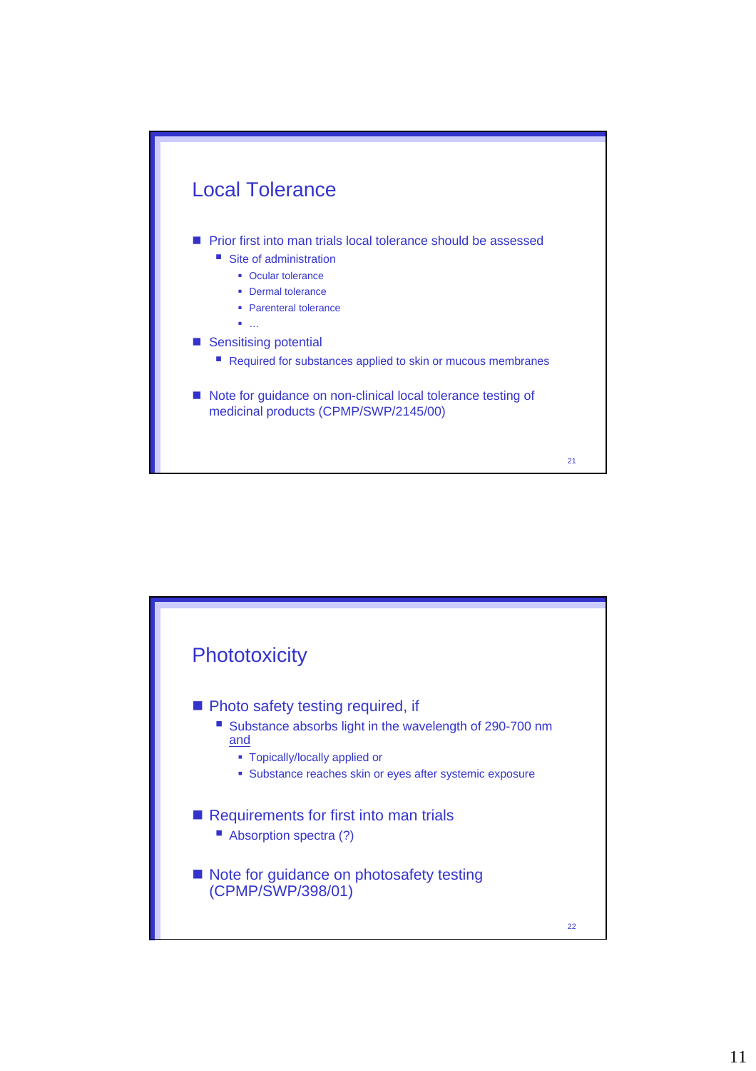## Local Tolerance

- Prior first into man trials local tolerance should be assessed
  - Site of administration
    - Ocular tolerance
    - Dermal tolerance
    - Parenteral tolerance
    - …
- Sensitising potential
  - Required for substances applied to skin or mucous membranes
- Note for guidance on non-clinical local tolerance testing of medicinal products (CPMP/SWP/2145/00)

## Phototoxicity

- Photo safety testing required, if
  - Substance absorbs light in the wavelength of 290-700 nm <u>and</u>
    - Topically/locally applied or
    - Substance reaches skin or eyes after systemic exposure
- Requirements for first into man trials
  - Absorption spectra (?)
- Note for guidance on photosafety testing (CPMP/SWP/398/01)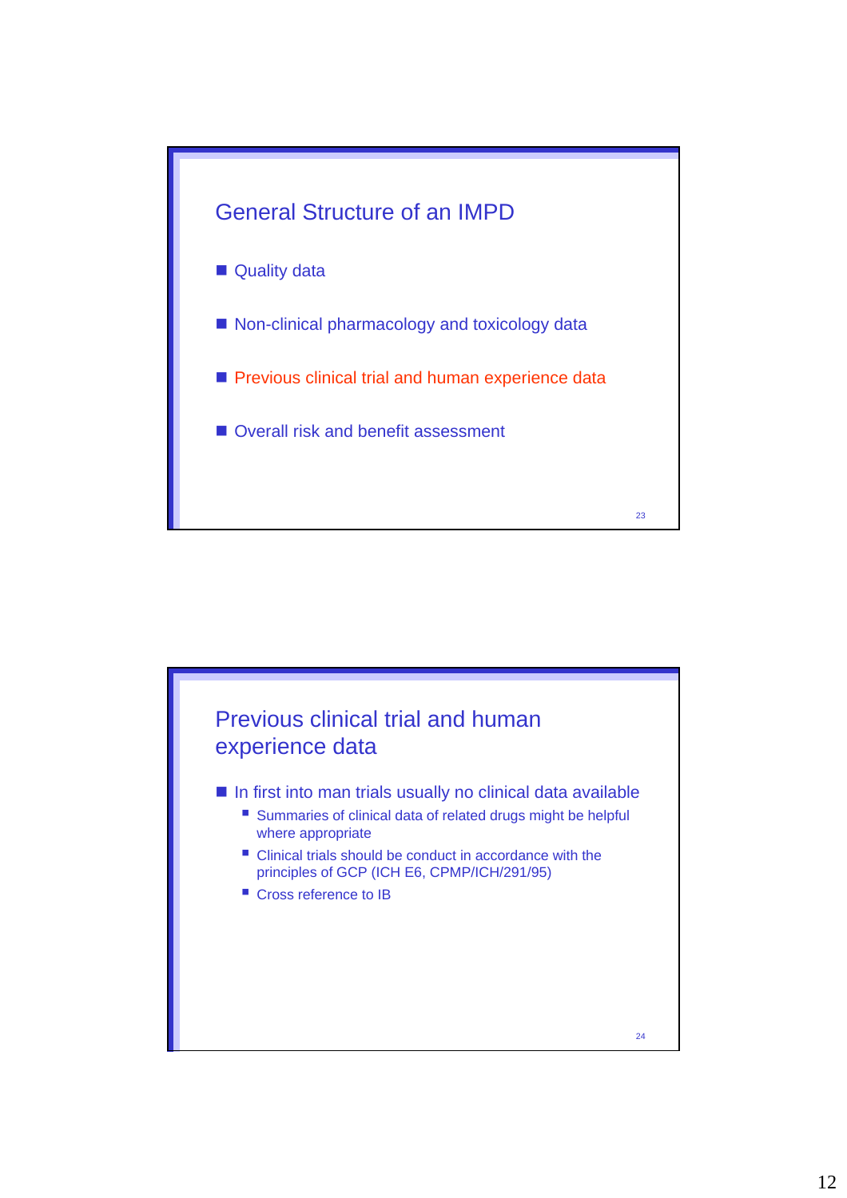## General Structure of an IMPD

- Quality data
- Non-clinical pharmacology and toxicology data
- Previous clinical trial and human experience data
- Overall risk and benefit assessment

## Previous clinical trial and human experience data

- In first into man trials usually no clinical data available
  - Summaries of clinical data of related drugs might be helpful where appropriate
  - Clinical trials should be conduct in accordance with the principles of GCP (ICH E6, CPMP/ICH/291/95)
  - Cross reference to IB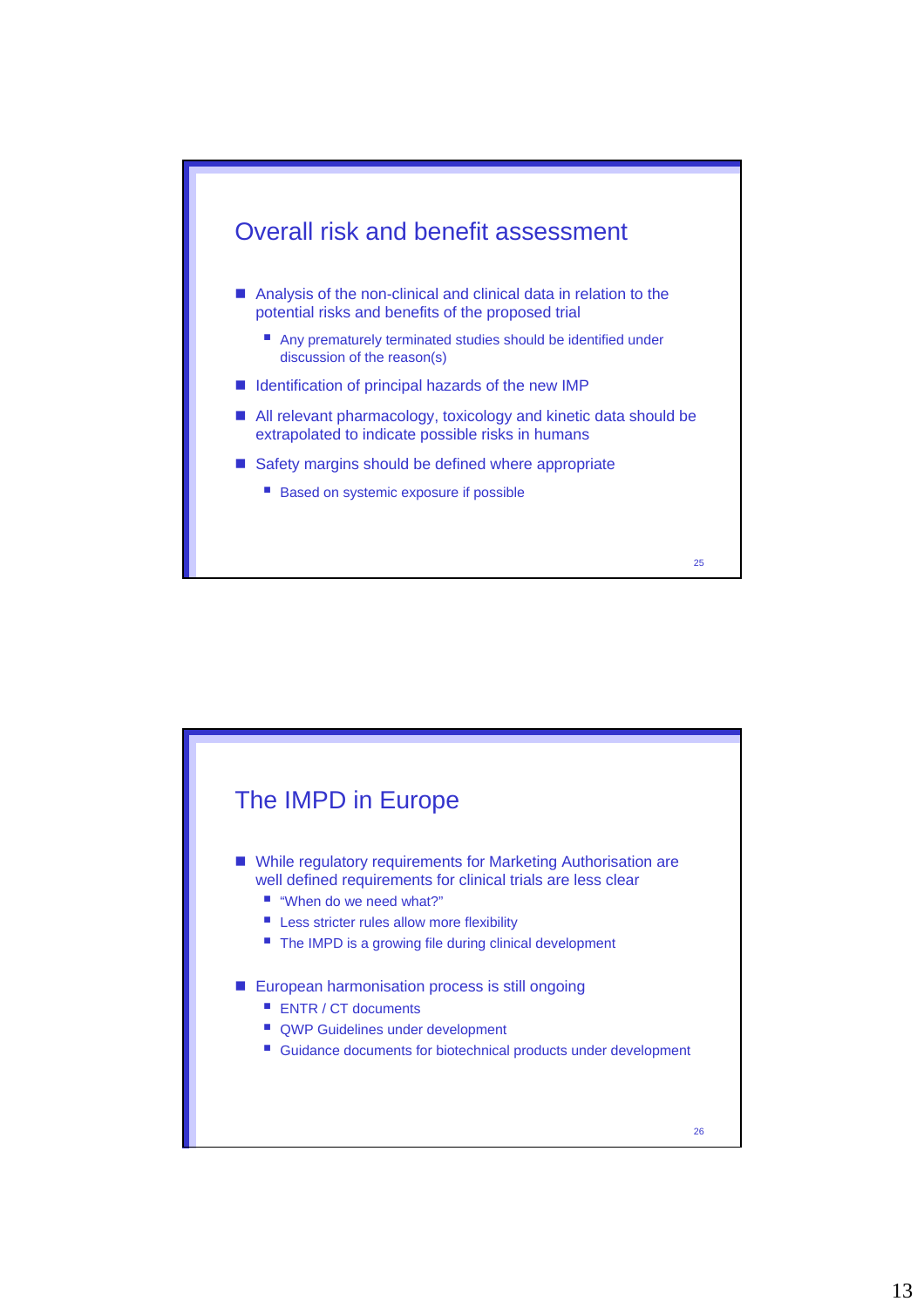## Overall risk and benefit assessment

- Analysis of the non-clinical and clinical data in relation to the potential risks and benefits of the proposed trial
  - Any prematurely terminated studies should be identified under discussion of the reason(s)
- Identification of principal hazards of the new IMP
- All relevant pharmacology, toxicology and kinetic data should be extrapolated to indicate possible risks in humans
- Safety margins should be defined where appropriate
  - Based on systemic exposure if possible

## The IMPD in Europe

- While regulatory requirements for Marketing Authorisation are well defined requirements for clinical trials are less clear
  - "When do we need what?"
  - Less stricter rules allow more flexibility
  - The IMPD is a growing file during clinical development
- European harmonisation process is still ongoing
  - ENTR / CT documents
  - QWP Guidelines under development
  - Guidance documents for biotechnical products under development